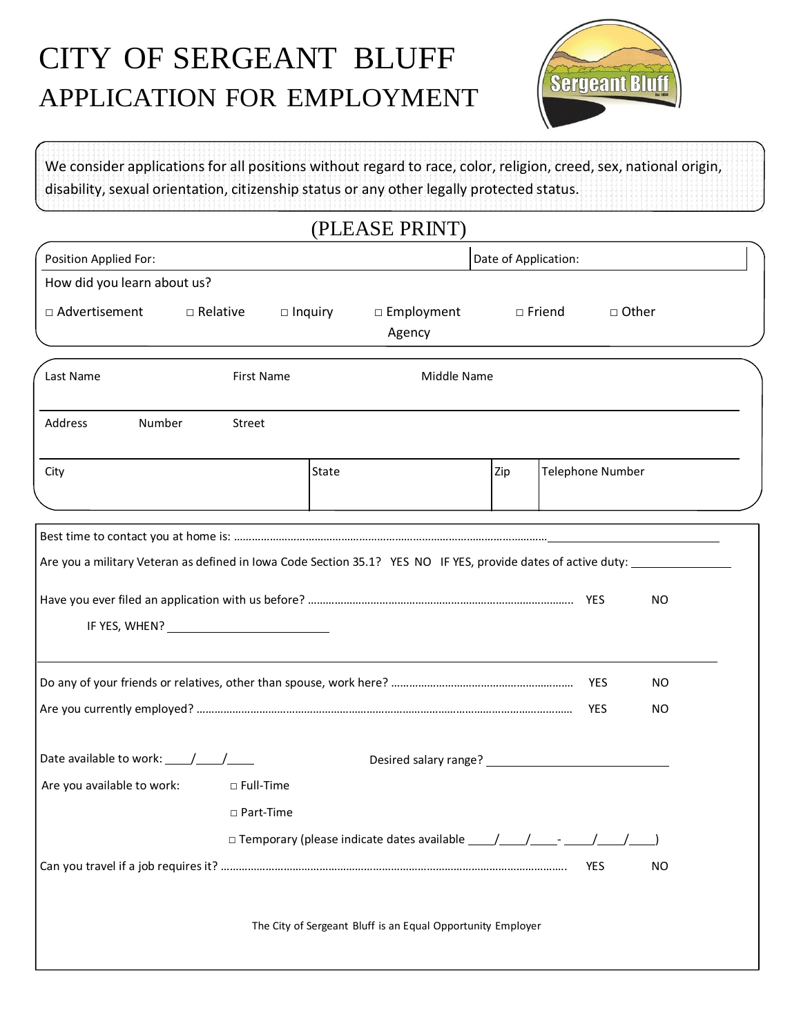# CITY OF SERGEANT BLUFF
## APPLICATION FOR EMPLOYMENT

We consider applications for all positions without regard to race, color, religion, creed, sex, national origin, disability, sexual orientation, citizenship status or any other legally protected status.

(PLEASE PRINT)

| Position Applied For: | Date of Application: |
|---|---|

How did you learn about us?

□ Advertisement □ Relative □ Inquiry □ Employment Agency □ Friend □ Other

| Last Name | First Name | Middle Name | |
|---|---|---|---|
| Address Number Street | | | |
| City | State | Zip | Telephone Number |

Best time to contact you at home is: ........................................................................................................ ____________________

Are you a military Veteran as defined in Iowa Code Section 35.1? YES NO IF YES, provide dates of active duty: ______________

Have you ever filed an application with us before? ...................................................................................... YES NO

IF YES, WHEN? ______________________

Do any of your friends or relatives, other than spouse, work here? ............................................................ YES NO

Are you currently employed? ......................................................................................................................... YES NO

Date available to work: ____/____/____ Desired salary range? ________________________

Are you available to work:
- □ Full-Time
- □ Part-Time
- □ Temporary (please indicate dates available ____/____/____- ____/____/____)

Can you travel if a job requires it? ................................................................................................................. YES NO

The City of Sergeant Bluff is an Equal Opportunity Employer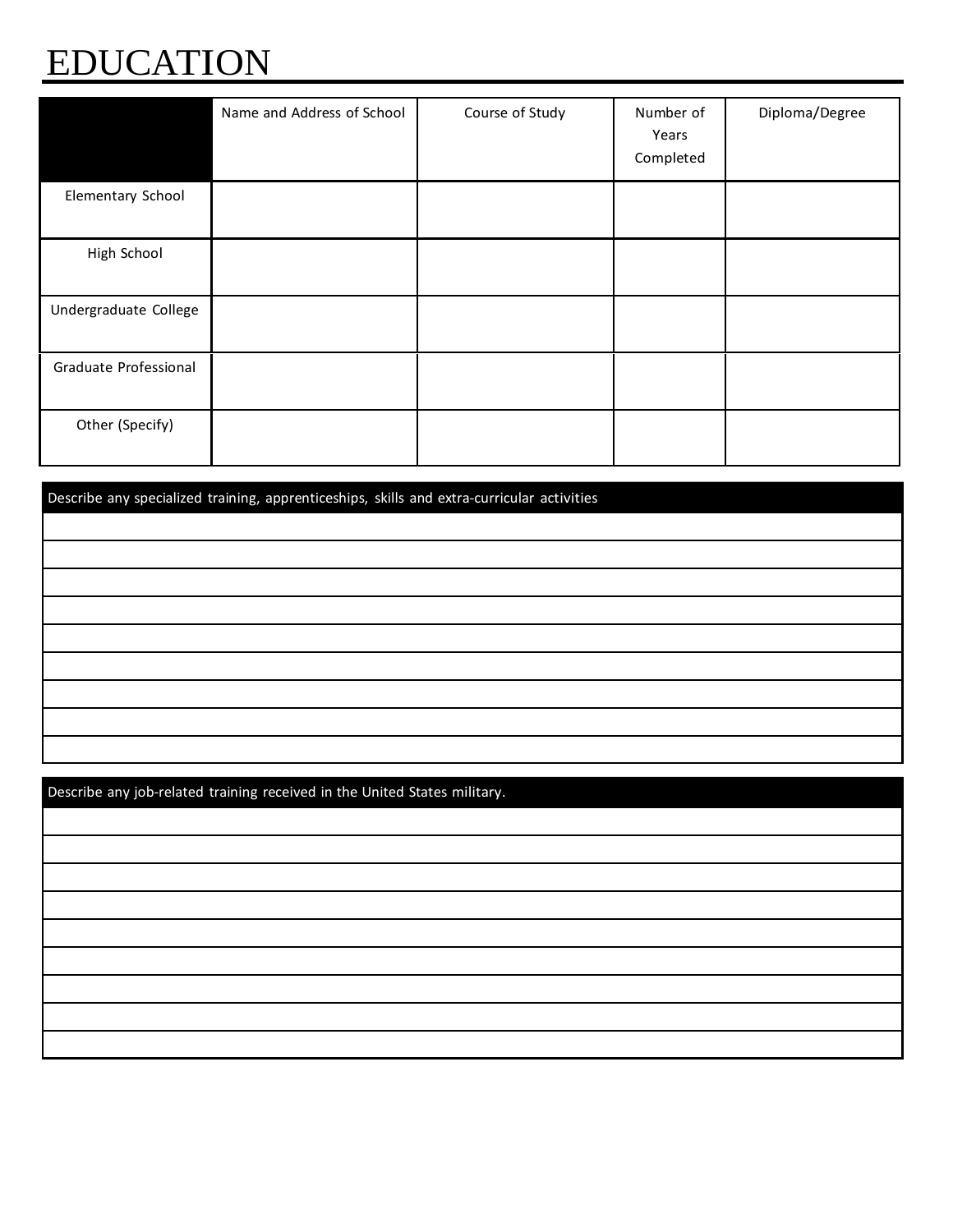# EDUCATION

| | Name and Address of School | Course of Study | Number of Years Completed | Diploma/Degree |
| --- | --- | --- | --- | --- |
| Elementary School | | | | |
| High School | | | | |
| Undergraduate College | | | | |
| Graduate Professional | | | | |
| Other (Specify) | | | | |

| Describe any specialized training, apprenticeships, skills and extra-curricular activities |
| --- |
| |
| |
| |
| |
| |
| |
| |
| |
| |

| Describe any job-related training received in the United States military. |
| --- |
| |
| |
| |
| |
| |
| |
| |
| |
| |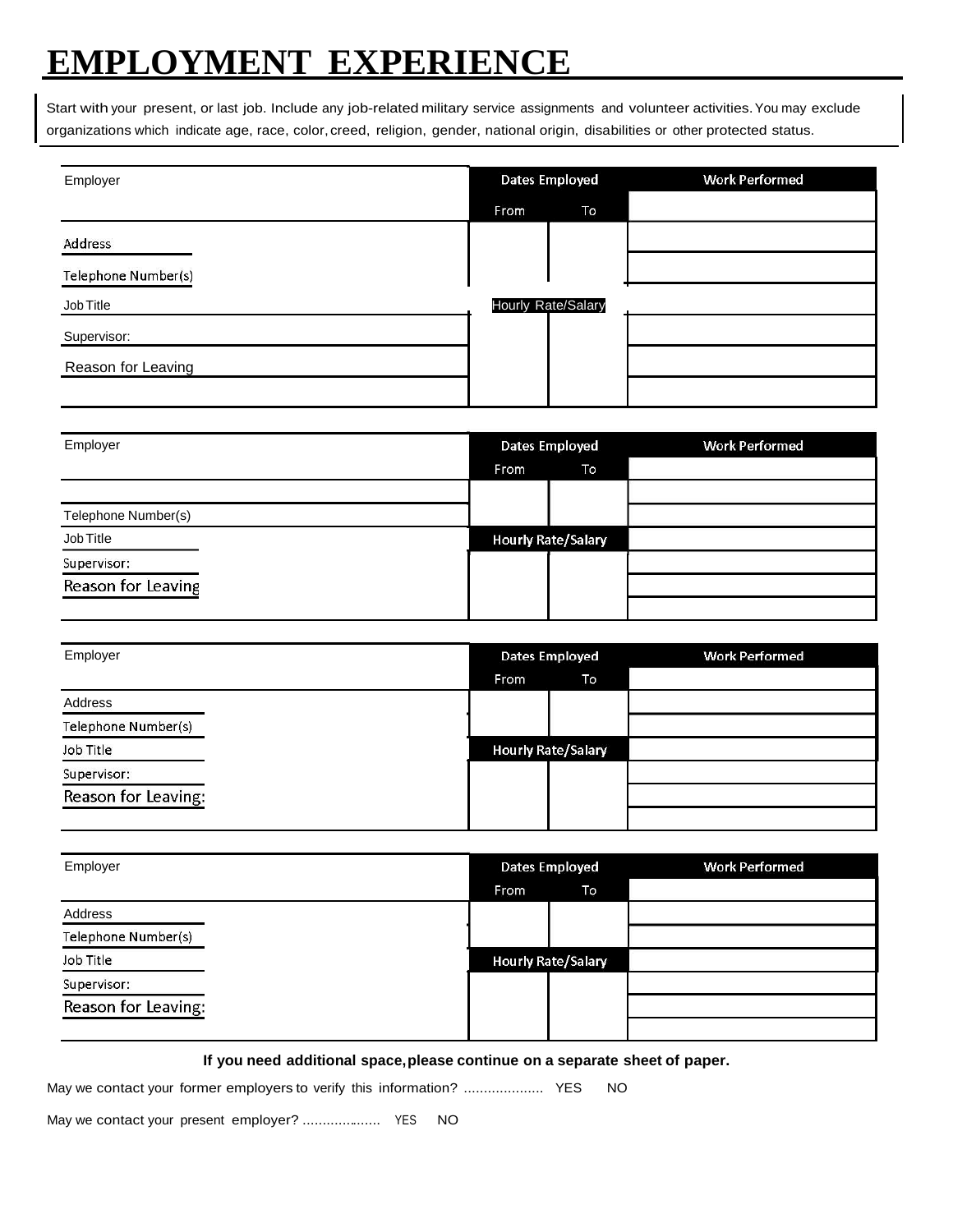# EMPLOYMENT EXPERIENCE

Start with your present, or last job. Include any job-related military service assignments and volunteer activities. You may exclude organizations which indicate age, race, color, creed, religion, gender, national origin, disabilities or other protected status.

| Employer | Dates Employed | | Work Performed |
|---|---|---|---|
| | From | To | |
| Address | | | |
| Telephone Number(s) | | | |
| Job Title | Hourly Rate/Salary | | |
| Supervisor: | | | |
| Reason for Leaving | | | |
| | | | |

| Employer | Dates Employed | | Work Performed |
|---|---|---|---|
| | From | To | |
| | | | |
| Telephone Number(s) | | | |
| Job Title | Hourly Rate/Salary | | |
| Supervisor: | | | |
| Reason for Leaving | | | |
| | | | |

| Employer | Dates Employed | | Work Performed |
|---|---|---|---|
| | From | To | |
| Address | | | |
| Telephone Number(s) | | | |
| Job Title | Hourly Rate/Salary | | |
| Supervisor: | | | |
| Reason for Leaving: | | | |
| | | | |

| Employer | Dates Employed | | Work Performed |
|---|---|---|---|
| | From | To | |
| Address | | | |
| Telephone Number(s) | | | |
| Job Title | Hourly Rate/Salary | | |
| Supervisor: | | | |
| Reason for Leaving: | | | |
| | | | |

**If you need additional space, please continue on a separate sheet of paper.**

May we contact your former employers to verify this information? .................... YES NO

May we contact your present employer? .................... YES NO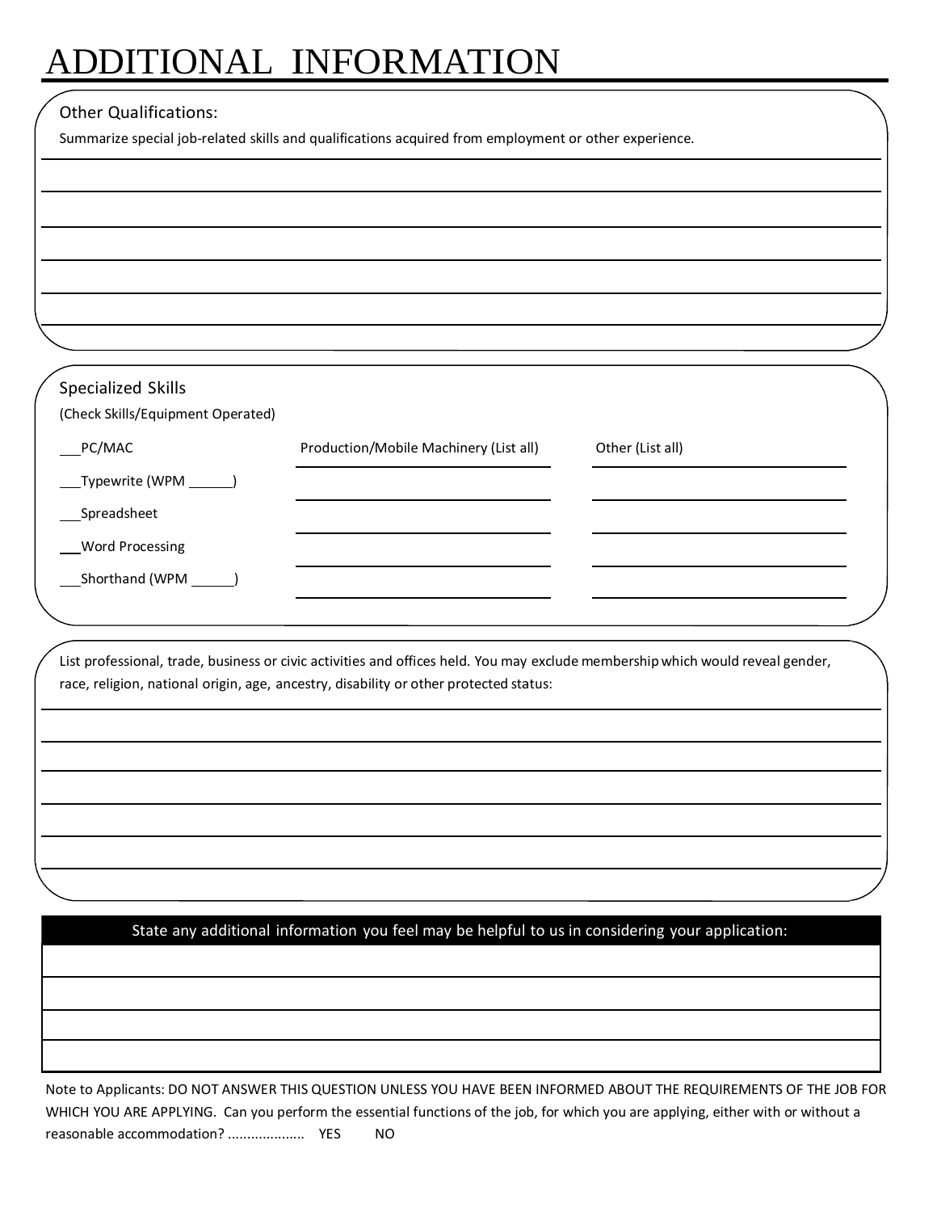# ADDITIONAL INFORMATION

Other Qualifications:

Summarize special job-related skills and qualifications acquired from employment or other experience.

Specialized Skills

(Check Skills/Equipment Operated)

| | Production/Mobile Machinery (List all) | Other (List all) |
|---|---|---|
| ___PC/MAC | | |
| ___Typewrite (WPM ______) | | |
| ___Spreadsheet | | |
| ___Word Processing | | |
| ___Shorthand (WPM ______) | | |

List professional, trade, business or civic activities and offices held. You may exclude membership which would reveal gender, race, religion, national origin, age, ancestry, disability or other protected status:

**State any additional information you feel may be helpful to us in considering your application:**

Note to Applicants: DO NOT ANSWER THIS QUESTION UNLESS YOU HAVE BEEN INFORMED ABOUT THE REQUIREMENTS OF THE JOB FOR WHICH YOU ARE APPLYING. Can you perform the essential functions of the job, for which you are applying, either with or without a reasonable accommodation? .................... YES NO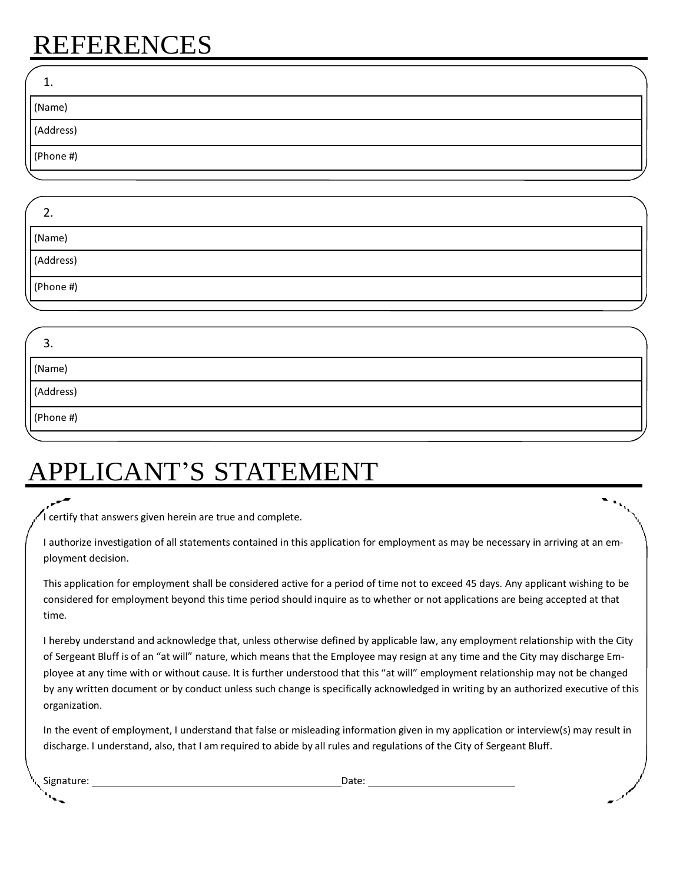# REFERENCES

1.

| (Name) |
|---|
| (Address) |
| (Phone #) |

2.

| (Name) |
|---|
| (Address) |
| (Phone #) |

3.

| (Name) |
|---|
| (Address) |
| (Phone #) |

# APPLICANT'S STATEMENT

I certify that answers given herein are true and complete.

I authorize investigation of all statements contained in this application for employment as may be necessary in arriving at an employment decision.

This application for employment shall be considered active for a period of time not to exceed 45 days. Any applicant wishing to be considered for employment beyond this time period should inquire as to whether or not applications are being accepted at that time.

I hereby understand and acknowledge that, unless otherwise defined by applicable law, any employment relationship with the City of Sergeant Bluff is of an "at will" nature, which means that the Employee may resign at any time and the City may discharge Employee at any time with or without cause. It is further understood that this "at will" employment relationship may not be changed by any written document or by conduct unless such change is specifically acknowledged in writing by an authorized executive of this organization.

In the event of employment, I understand that false or misleading information given in my application or interview(s) may result in discharge. I understand, also, that I am required to abide by all rules and regulations of the City of Sergeant Bluff.

Signature: ______________________________ Date: ____________________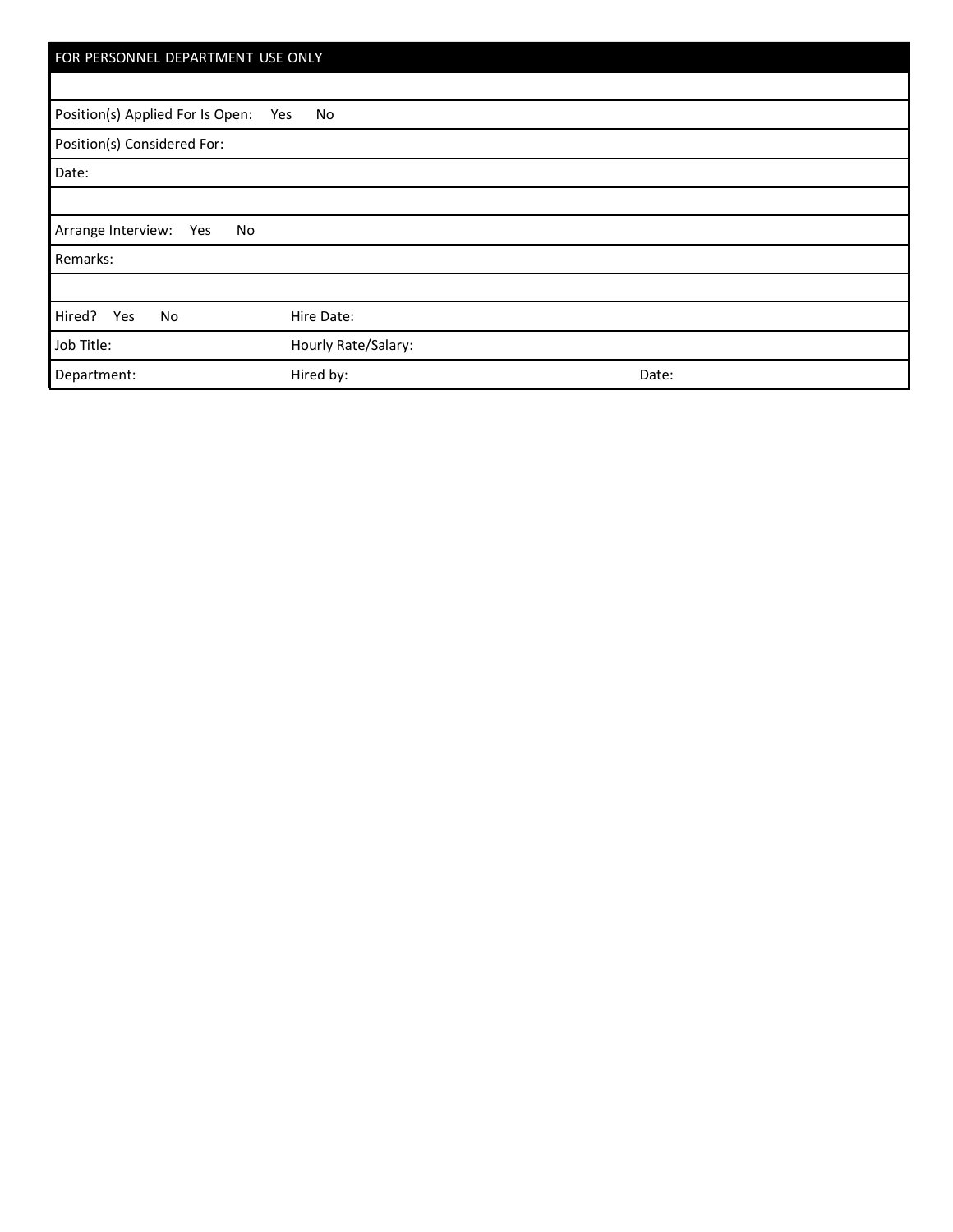## FOR PERSONNEL DEPARTMENT USE ONLY

| | | |
|---|---|---|
| | | |
| Position(s) Applied For Is Open: Yes No | | |
| Position(s) Considered For: | | |
| Date: | | |
| | | |
| Arrange Interview: Yes No | | |
| Remarks: | | |
| | | |
| Hired? Yes No | Hire Date: | |
| Job Title: | Hourly Rate/Salary: | |
| Department: | Hired by: | Date: |